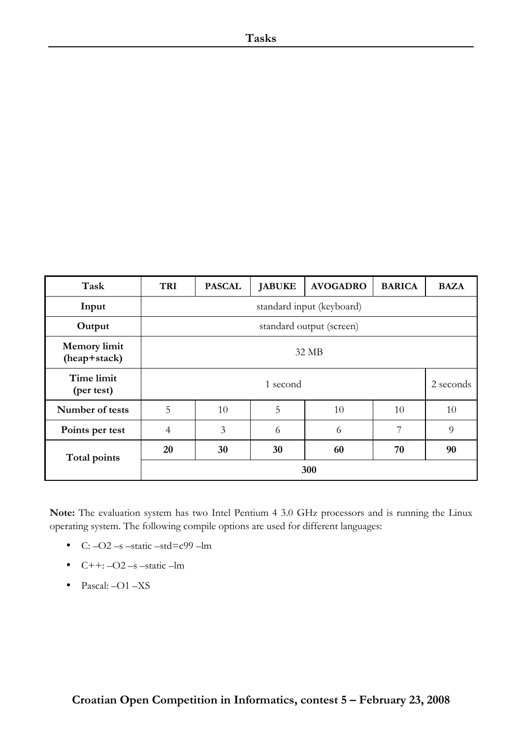# Tasks

| Task | TRI | PASCAL | JABUKE | AVOGADRO | BARICA | BAZA |
|---|---|---|---|---|---|---|
| **Input** | standard input (keyboard) | | | | | |
| **Output** | standard output (screen) | | | | | |
| **Memory limit (heap+stack)** | 32 MB | | | | | |
| **Time limit (per test)** | 1 second | | | | | 2 seconds |
| **Number of tests** | 5 | 10 | 5 | 10 | 10 | 10 |
| **Points per test** | 4 | 3 | 6 | 6 | 7 | 9 |
| **Total points** | **20** | **30** | **30** | **60** | **70** | **90** |
| | **300** | | | | | |

**Note:** The evaluation system has two Intel Pentium 4 3.0 GHz processors and is running the Linux operating system. The following compile options are used for different languages:

- C: –O2 –s –static –std=c99 –lm
- C++: –O2 –s –static –lm
- Pascal: –O1 –XS

**Croatian Open Competition in Informatics, contest 5 – February 23, 2008**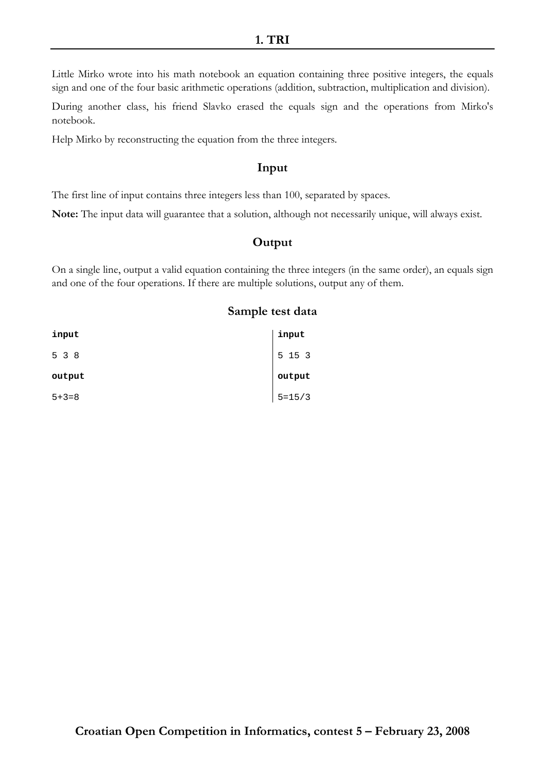# 1. TRI

Little Mirko wrote into his math notebook an equation containing three positive integers, the equals sign and one of the four basic arithmetic operations (addition, subtraction, multiplication and division).

During another class, his friend Slavko erased the equals sign and the operations from Mirko's notebook.

Help Mirko by reconstructing the equation from the three integers.

## Input

The first line of input contains three integers less than 100, separated by spaces.

**Note:** The input data will guarantee that a solution, although not necessarily unique, will always exist.

## Output

On a single line, output a valid equation containing the three integers (in the same order), an equals sign and one of the four operations. If there are multiple solutions, output any of them.

## Sample test data

**input**

```
5 3 8
```

**output**

```
5+3=8
```

**input**

```
5 15 3
```

**output**

```
5=15/3
```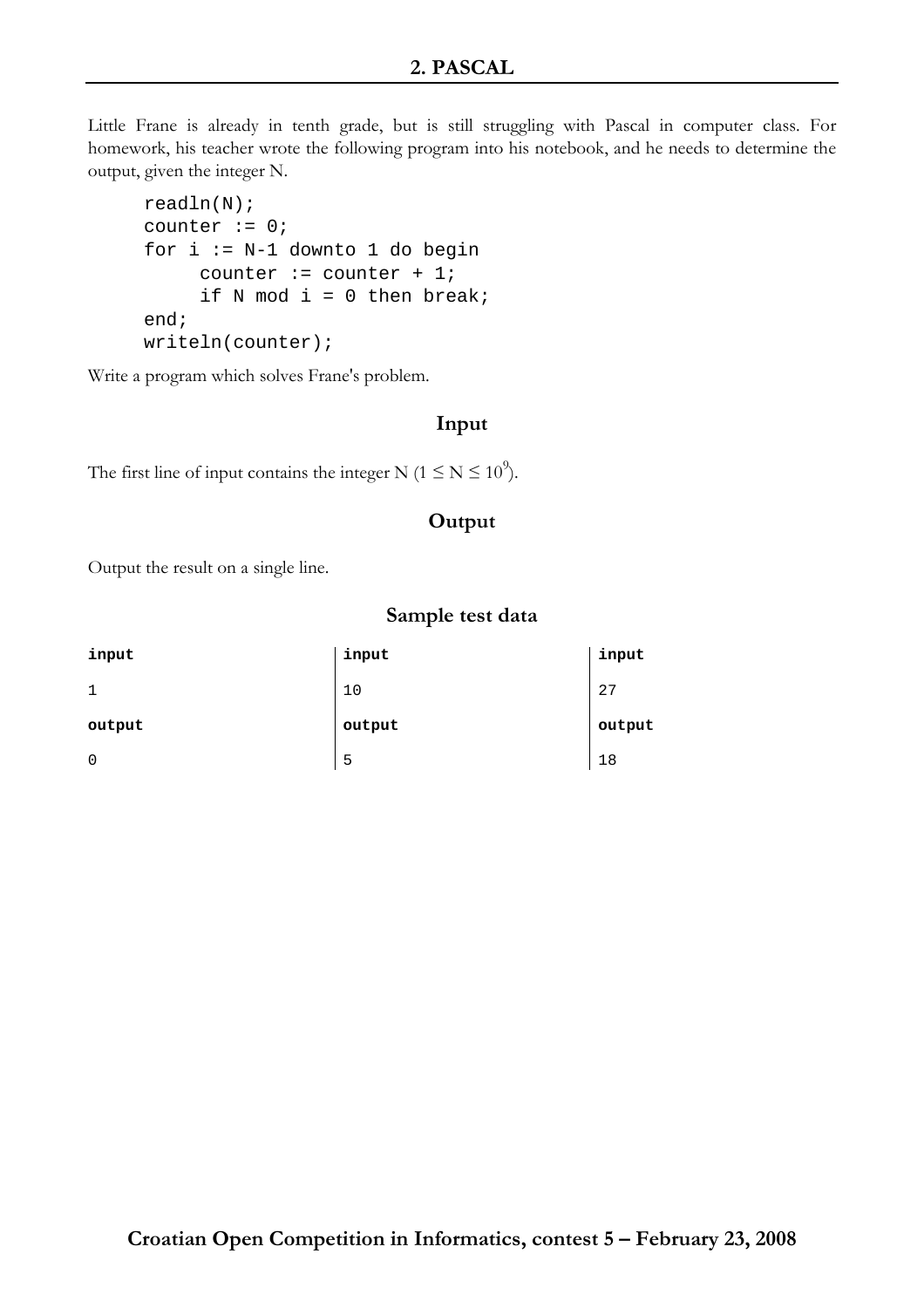## 2. PASCAL

Little Frane is already in tenth grade, but is still struggling with Pascal in computer class. For homework, his teacher wrote the following program into his notebook, and he needs to determine the output, given the integer N.

```
readln(N);
counter := 0;
for i := N-1 downto 1 do begin
     counter := counter + 1;
     if N mod i = 0 then break;
end;
writeln(counter);
```

Write a program which solves Frane's problem.

### Input

The first line of input contains the integer N ($1 \leq N \leq 10^9$).

### Output

Output the result on a single line.

### Sample test data

| input | input | input |
|---|---|---|
| 1 | 10 | 27 |
| **output** | **output** | **output** |
| 0 | 5 | 18 |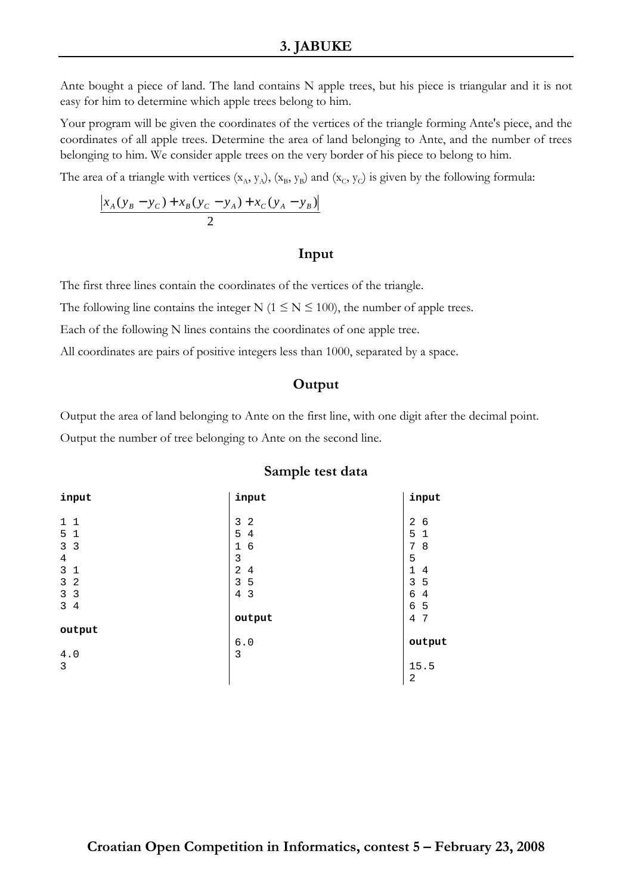# 3. JABUKE

Ante bought a piece of land. The land contains N apple trees, but his piece is triangular and it is not easy for him to determine which apple trees belong to him.

Your program will be given the coordinates of the vertices of the triangle forming Ante's piece, and the coordinates of all apple trees. Determine the area of land belonging to Ante, and the number of trees belonging to him. We consider apple trees on the very border of his piece to belong to him.

The area of a triangle with vertices $(x_A, y_A)$, $(x_B, y_B)$ and $(x_C, y_C)$ is given by the following formula:

$$\frac{|x_A(y_B - y_C) + x_B(y_C - y_A) + x_C(y_A - y_B)|}{2}$$

## Input

The first three lines contain the coordinates of the vertices of the triangle.

The following line contains the integer N ($1 \leq N \leq 100$), the number of apple trees.

Each of the following N lines contains the coordinates of one apple tree.

All coordinates are pairs of positive integers less than 1000, separated by a space.

## Output

Output the area of land belonging to Ante on the first line, with one digit after the decimal point.

Output the number of tree belonging to Ante on the second line.

## Sample test data

**input**

```
1 1
5 1
3 3
4
3 1
3 2
3 3
3 4
```

**output**

```
4.0
3
```

**input**

```
3 2
5 4
1 6
3
2 4
3 5
4 3
```

**output**

```
6.0
3
```

**input**

```
2 6
5 1
7 8
5
1 4
3 5
6 4
6 5
4 7
```

**output**

```
15.5
2
```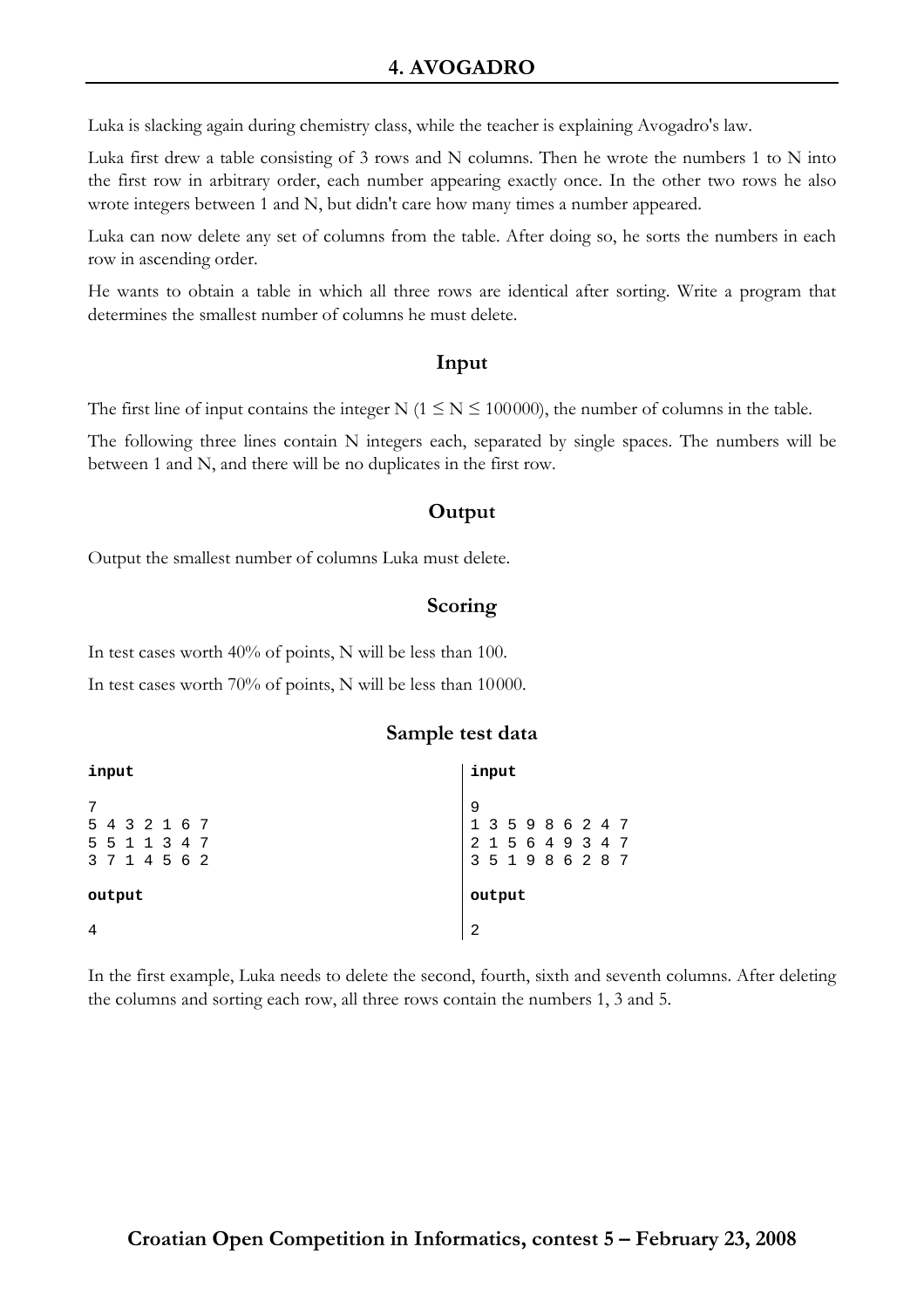## 4. AVOGADRO

Luka is slacking again during chemistry class, while the teacher is explaining Avogadro's law.

Luka first drew a table consisting of 3 rows and N columns. Then he wrote the numbers 1 to N into the first row in arbitrary order, each number appearing exactly once. In the other two rows he also wrote integers between 1 and N, but didn't care how many times a number appeared.

Luka can now delete any set of columns from the table. After doing so, he sorts the numbers in each row in ascending order.

He wants to obtain a table in which all three rows are identical after sorting. Write a program that determines the smallest number of columns he must delete.

### Input

The first line of input contains the integer N ($1 \leq N \leq 100000$), the number of columns in the table.

The following three lines contain N integers each, separated by single spaces. The numbers will be between 1 and N, and there will be no duplicates in the first row.

### Output

Output the smallest number of columns Luka must delete.

### Scoring

In test cases worth 40% of points, N will be less than 100.

In test cases worth 70% of points, N will be less than 10000.

### Sample test data

**input**

```
7
5 4 3 2 1 6 7
5 5 1 1 3 4 7
3 7 1 4 5 6 2
```

**output**

```
4
```

**input**

```
9
1 3 5 9 8 6 2 4 7
2 1 5 6 4 9 3 4 7
3 5 1 9 8 6 2 8 7
```

**output**

```
2
```

In the first example, Luka needs to delete the second, fourth, sixth and seventh columns. After deleting the columns and sorting each row, all three rows contain the numbers 1, 3 and 5.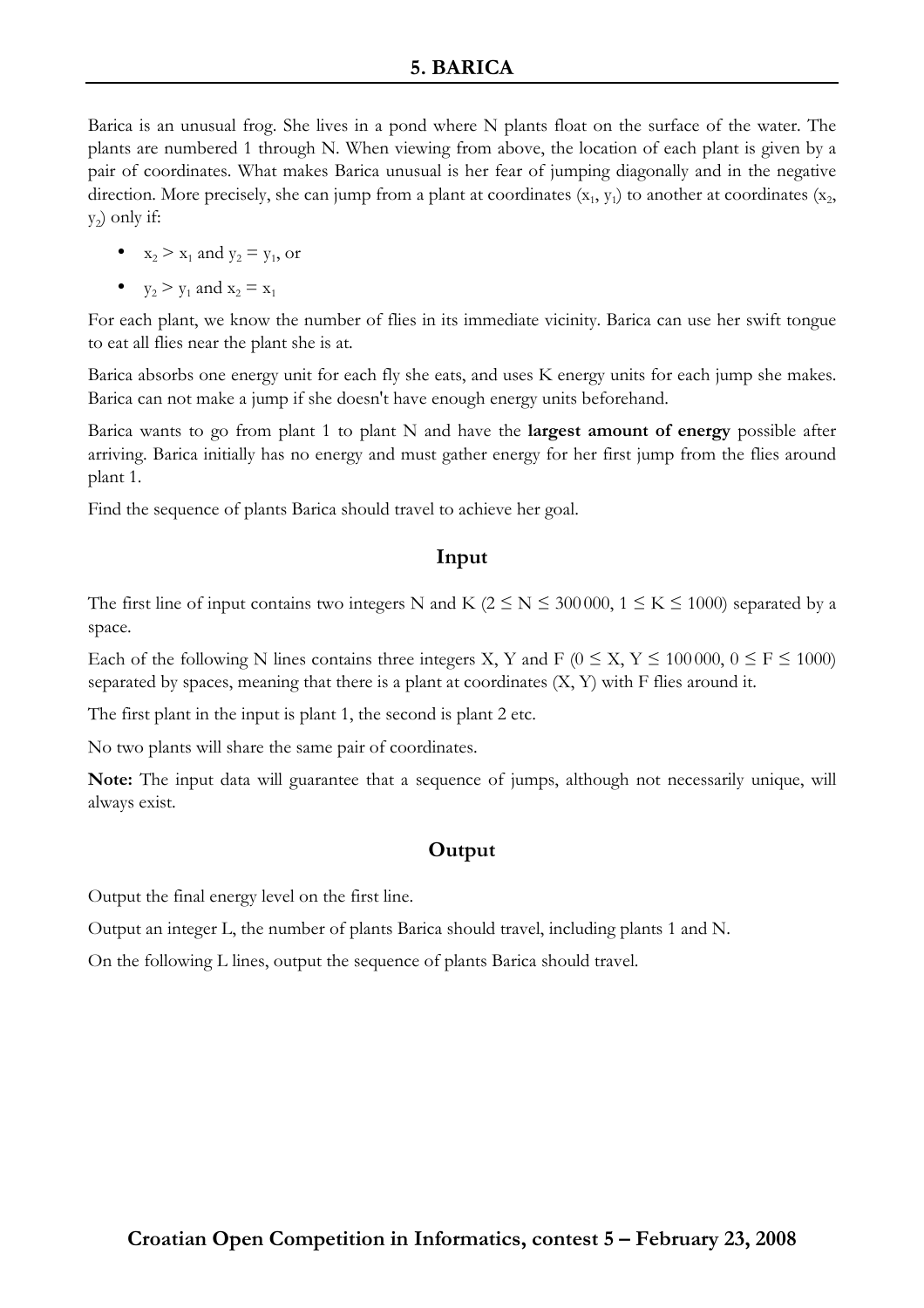# 5. BARICA

Barica is an unusual frog. She lives in a pond where N plants float on the surface of the water. The plants are numbered 1 through N. When viewing from above, the location of each plant is given by a pair of coordinates. What makes Barica unusual is her fear of jumping diagonally and in the negative direction. More precisely, she can jump from a plant at coordinates ($x_1$, $y_1$) to another at coordinates ($x_2$, $y_2$) only if:

- $x_2 > x_1$ and $y_2 = y_1$, or
- $y_2 > y_1$ and $x_2 = x_1$

For each plant, we know the number of flies in its immediate vicinity. Barica can use her swift tongue to eat all flies near the plant she is at.

Barica absorbs one energy unit for each fly she eats, and uses K energy units for each jump she makes. Barica can not make a jump if she doesn't have enough energy units beforehand.

Barica wants to go from plant 1 to plant N and have the **largest amount of energy** possible after arriving. Barica initially has no energy and must gather energy for her first jump from the flies around plant 1.

Find the sequence of plants Barica should travel to achieve her goal.

## Input

The first line of input contains two integers N and K ($2 \le N \le 300\,000$, $1 \le K \le 1000$) separated by a space.

Each of the following N lines contains three integers X, Y and F ($0 \le X, Y \le 100\,000$, $0 \le F \le 1000$) separated by spaces, meaning that there is a plant at coordinates (X, Y) with F flies around it.

The first plant in the input is plant 1, the second is plant 2 etc.

No two plants will share the same pair of coordinates.

**Note:** The input data will guarantee that a sequence of jumps, although not necessarily unique, will always exist.

## Output

Output the final energy level on the first line.

Output an integer L, the number of plants Barica should travel, including plants 1 and N.

On the following L lines, output the sequence of plants Barica should travel.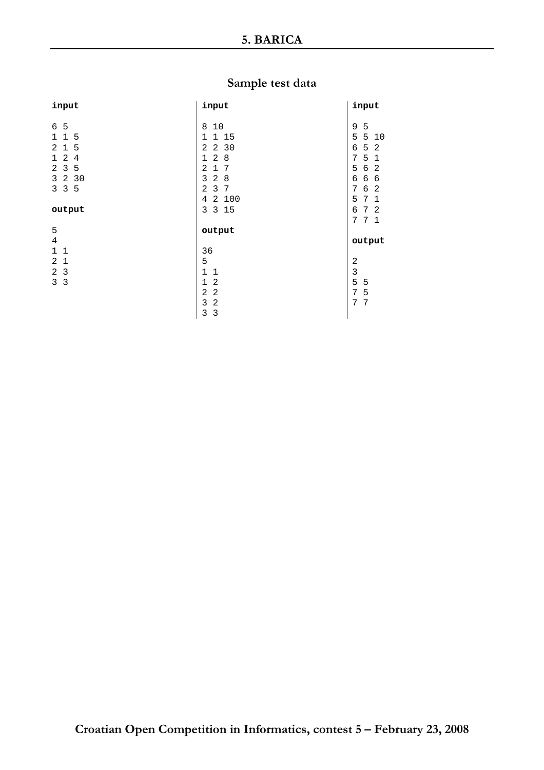# 5. BARICA

## Sample test data

```
input

6 5
1 1 5
2 1 5
1 2 4
2 3 5
3 2 30
3 3 5

output

5
4
1 1
2 1
2 3
3 3
```

```
input

8 10
1 1 15
2 2 30
1 2 8
2 1 7
3 2 8
2 3 7
4 2 100
3 3 15

output

36
5
1 1
1 2
2 2
3 2
3 3
```

```
input

9 5
5 5 10
6 5 2
7 5 1
5 6 2
6 6 6
7 6 2
5 7 1
6 7 2
7 7 1

output

2
3
5 5
7 5
7 7
```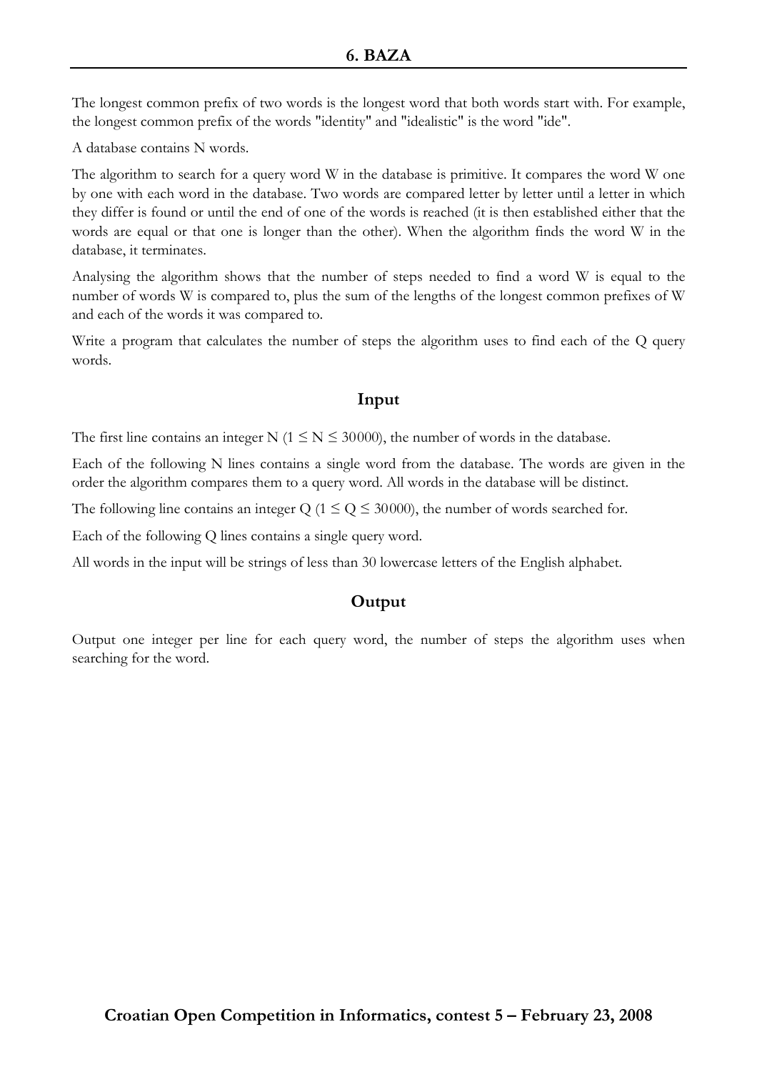# 6. BAZA

The longest common prefix of two words is the longest word that both words start with. For example, the longest common prefix of the words "identity" and "idealistic" is the word "ide".

A database contains N words.

The algorithm to search for a query word W in the database is primitive. It compares the word W one by one with each word in the database. Two words are compared letter by letter until a letter in which they differ is found or until the end of one of the words is reached (it is then established either that the words are equal or that one is longer than the other). When the algorithm finds the word W in the database, it terminates.

Analysing the algorithm shows that the number of steps needed to find a word W is equal to the number of words W is compared to, plus the sum of the lengths of the longest common prefixes of W and each of the words it was compared to.

Write a program that calculates the number of steps the algorithm uses to find each of the Q query words.

## Input

The first line contains an integer N ($1 \leq N \leq 30000$), the number of words in the database.

Each of the following N lines contains a single word from the database. The words are given in the order the algorithm compares them to a query word. All words in the database will be distinct.

The following line contains an integer Q ($1 \leq Q \leq 30000$), the number of words searched for.

Each of the following Q lines contains a single query word.

All words in the input will be strings of less than 30 lowercase letters of the English alphabet.

## Output

Output one integer per line for each query word, the number of steps the algorithm uses when searching for the word.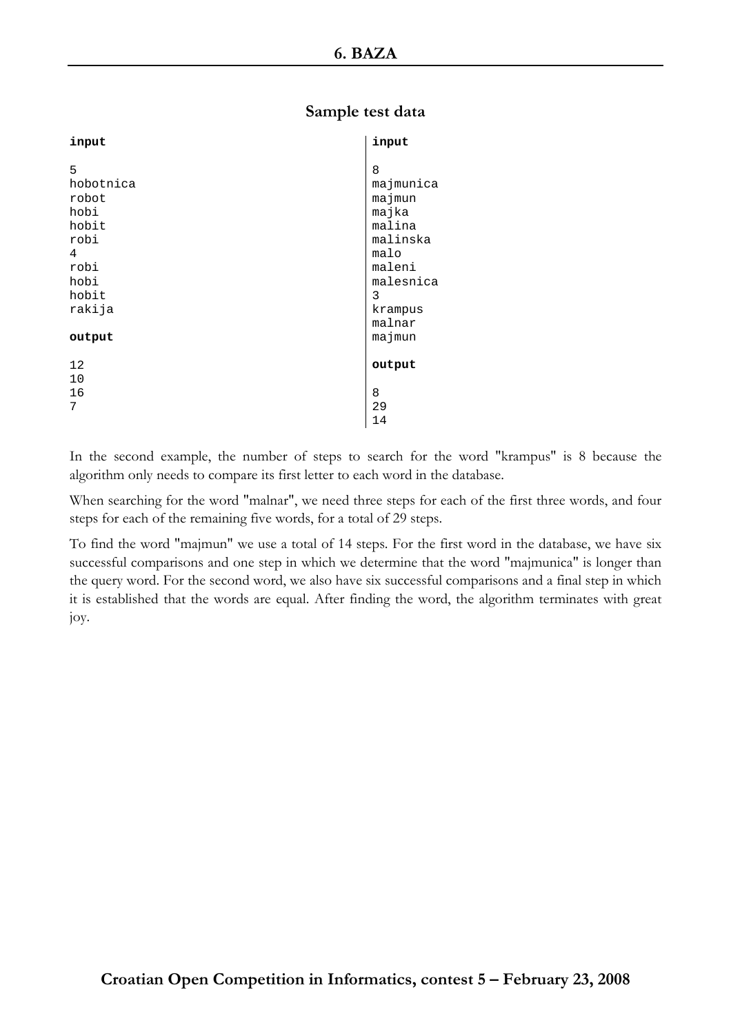# 6. BAZA

## Sample test data

**input**

```
5
hobotnica
robot
hobi
hobit
robi
4
robi
hobi
hobit
rakija
```

**output**

```
12
10
16
7
```

**input**

```
8
majmunica
majmun
majka
malina
malinska
malo
maleni
malesnica
3
krampus
malnar
majmun
```

**output**

```
8
29
14
```

In the second example, the number of steps to search for the word "krampus" is 8 because the algorithm only needs to compare its first letter to each word in the database.

When searching for the word "malnar", we need three steps for each of the first three words, and four steps for each of the remaining five words, for a total of 29 steps.

To find the word "majmun" we use a total of 14 steps. For the first word in the database, we have six successful comparisons and one step in which we determine that the word "majmunica" is longer than the query word. For the second word, we also have six successful comparisons and a final step in which it is established that the words are equal. After finding the word, the algorithm terminates with great joy.